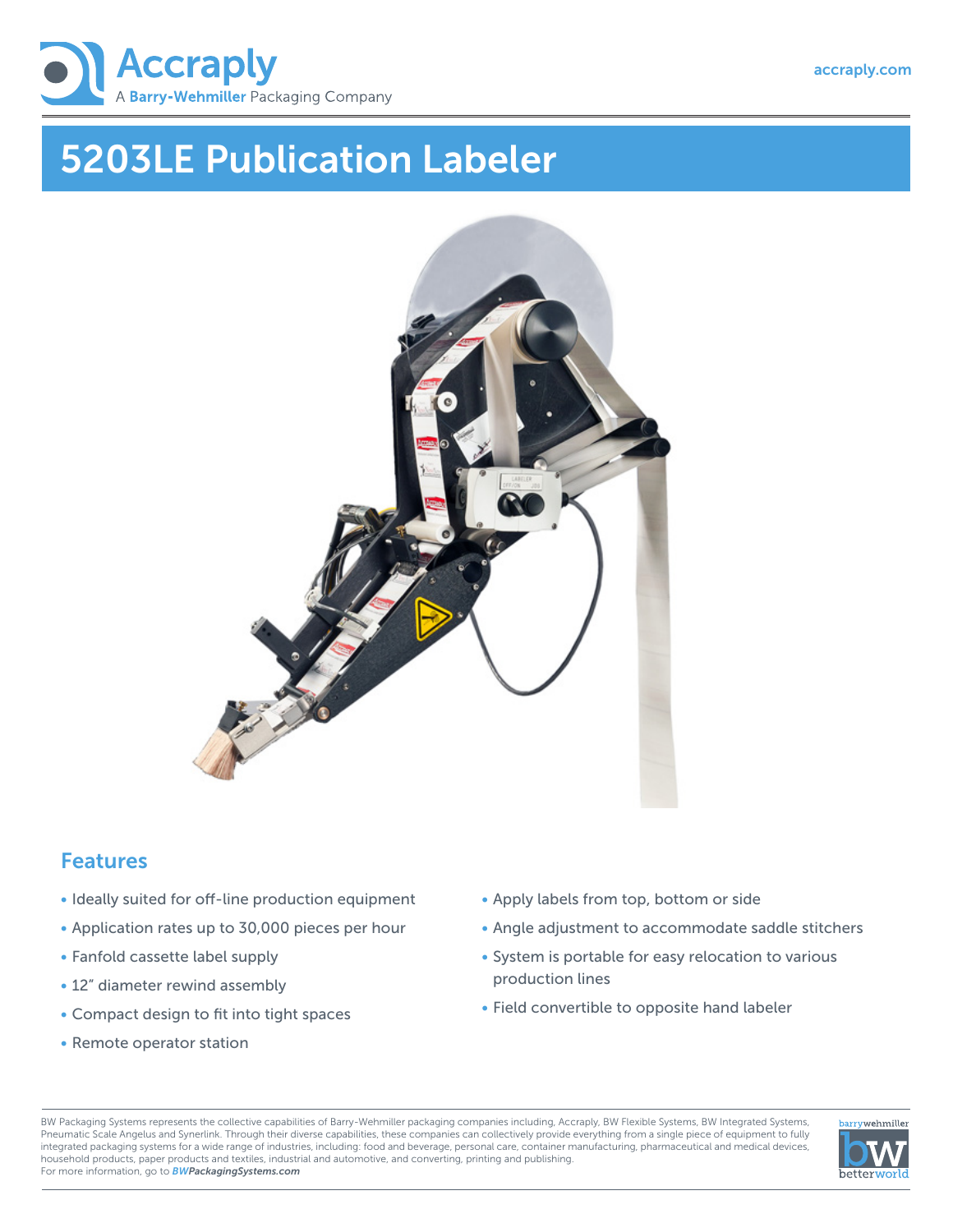Accraply

A Barry-Wehmiller Packaging Company

accraply.com

# 5203LE Publication Labeler

## Features

- Ideally suited for off-line production equipment
- Application rates up to 30,000 pieces per hour
- Fanfold cassette label supply
- 12" diameter rewind assembly
- Compact design to fit into tight spaces
- Remote operator station
- Apply labels from top, bottom or side
- Angle adjustment to accommodate saddle stitchers
- System is portable for easy relocation to various production lines
- Field convertible to opposite hand labeler

BW Packaging Systems represents the collective capabilities of Barry-Wehmiller packaging companies including, Accraply, BW Flexible Systems, BW Integrated Systems, Pneumatic Scale Angelus and Synerlink. Through their diverse capabilities, these companies can collectively provide everything from a single piece of equipment to fully integrated packaging systems for a wide range of industries, including: food and beverage, personal care, container manufacturing, pharmaceutical and medical devices, household products, paper products and textiles, industrial and automotive, and converting, printing and publishing.
For more information, go to ***BWPackagingSystems.com***

barrywehmiller bw betterworld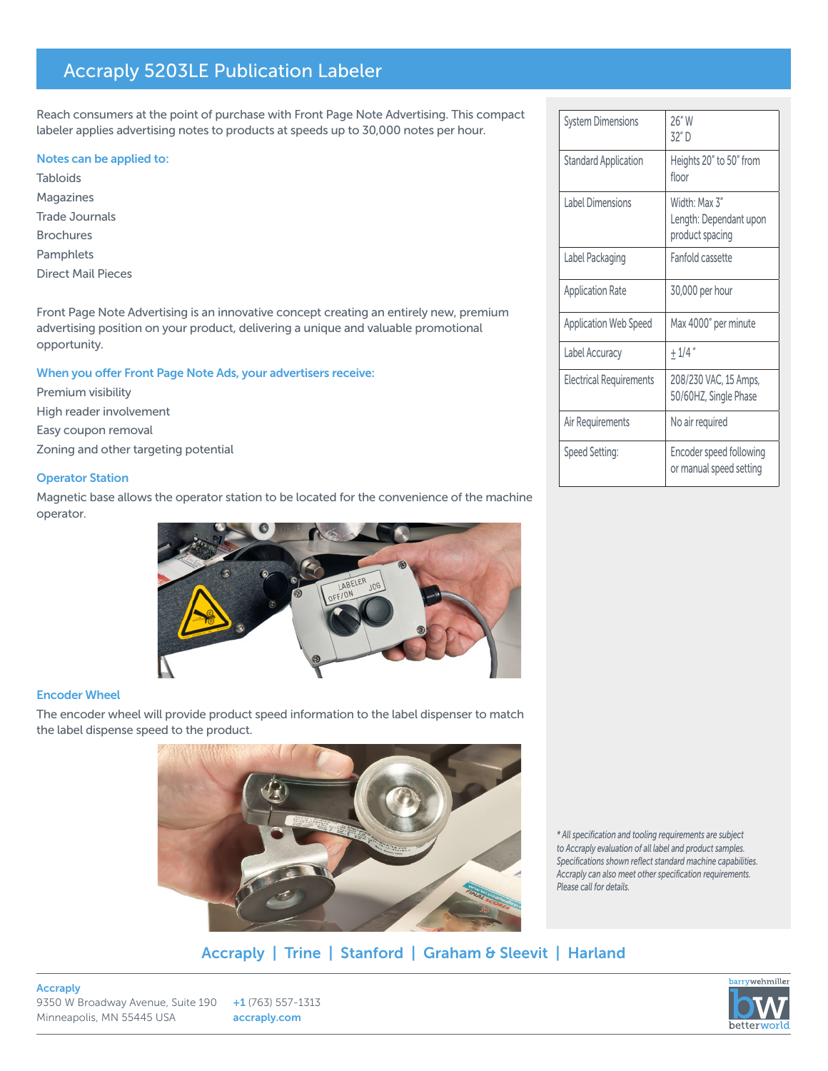# Accraply 5203LE Publication Labeler

Reach consumers at the point of purchase with Front Page Note Advertising. This compact labeler applies advertising notes to products at speeds up to 30,000 notes per hour.

### Notes can be applied to:

Tabloids
Magazines
Trade Journals
Brochures
Pamphlets
Direct Mail Pieces

Front Page Note Advertising is an innovative concept creating an entirely new, premium advertising position on your product, delivering a unique and valuable promotional opportunity.

### When you offer Front Page Note Ads, your advertisers receive:

Premium visibility
High reader involvement
Easy coupon removal
Zoning and other targeting potential

### Operator Station

Magnetic base allows the operator station to be located for the convenience of the machine operator.

### Encoder Wheel

The encoder wheel will provide product speed information to the label dispenser to match the label dispense speed to the product.

| | |
|---|---|
| System Dimensions | 26" W<br>32" D |
| Standard Application | Heights 20" to 50" from floor |
| Label Dimensions | Width: Max 3"<br>Length: Dependant upon product spacing |
| Label Packaging | Fanfold cassette |
| Application Rate | 30,000 per hour |
| Application Web Speed | Max 4000" per minute |
| Label Accuracy | ± 1/4 " |
| Electrical Requirements | 208/230 VAC, 15 Amps, 50/60HZ, Single Phase |
| Air Requirements | No air required |
| Speed Setting: | Encoder speed following or manual speed setting |

*\* All specification and tooling requirements are subject to Accraply evaluation of all label and product samples. Specifications shown reflect standard machine capabilities. Accraply can also meet other specification requirements. Please call for details.*

Accraply | Trine | Stanford | Graham & Sleevit | Harland

**Accraply**
9350 W Broadway Avenue, Suite 190
Minneapolis, MN 55445 USA

+1 (763) 557-1313
accraply.com